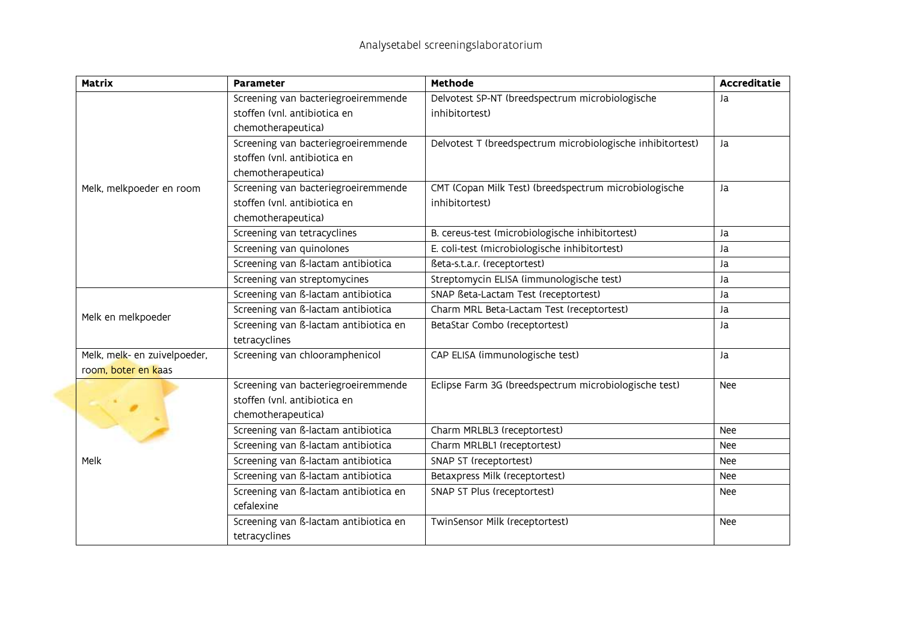# Analysetabel screeningslaboratorium

| Matrix | Parameter | Methode | Accreditatie |
|---|---|---|---|
| Melk, melkpoeder en room | Screening van bacteriegroeiremmende stoffen (vnl. antibiotica en chemotherapeutica) | Delvotest SP-NT (breedspectrum microbiologische inhibitortest) | Ja |
| | Screening van bacteriegroeiremmende stoffen (vnl. antibiotica en chemotherapeutica) | Delvotest T (breedspectrum microbiologische inhibitortest) | Ja |
| | Screening van bacteriegroeiremmende stoffen (vnl. antibiotica en chemotherapeutica) | CMT (Copan Milk Test) (breedspectrum microbiologische inhibitortest) | Ja |
| | Screening van tetracyclines | B. cereus-test (microbiologische inhibitortest) | Ja |
| | Screening van quinolones | E. coli-test (microbiologische inhibitortest) | Ja |
| | Screening van ß-lactam antibiotica | ßeta-s.t.a.r. (receptortest) | Ja |
| | Screening van streptomycines | Streptomycin ELISA (immunologische test) | Ja |
| Melk en melkpoeder | Screening van ß-lactam antibiotica | SNAP ßeta-Lactam Test (receptortest) | Ja |
| | Screening van ß-lactam antibiotica | Charm MRL Beta-Lactam Test (receptortest) | Ja |
| | Screening van ß-lactam antibiotica en tetracyclines | BetaStar Combo (receptortest) | Ja |
| Melk, melk- en zuivelpoeder, room, boter en kaas | Screening van chlooramphenicol | CAP ELISA (immunologische test) | Ja |
| Melk | Screening van bacteriegroeiremmende stoffen (vnl. antibiotica en chemotherapeutica) | Eclipse Farm 3G (breedspectrum microbiologische test) | Nee |
| | Screening van ß-lactam antibiotica | Charm MRLBL3 (receptortest) | Nee |
| | Screening van ß-lactam antibiotica | Charm MRLBL1 (receptortest) | Nee |
| | Screening van ß-lactam antibiotica | SNAP ST (receptortest) | Nee |
| | Screening van ß-lactam antibiotica | Betaxpress Milk (receptortest) | Nee |
| | Screening van ß-lactam antibiotica en cefalexine | SNAP ST Plus (receptortest) | Nee |
| | Screening van ß-lactam antibiotica en tetracyclines | TwinSensor Milk (receptortest) | Nee |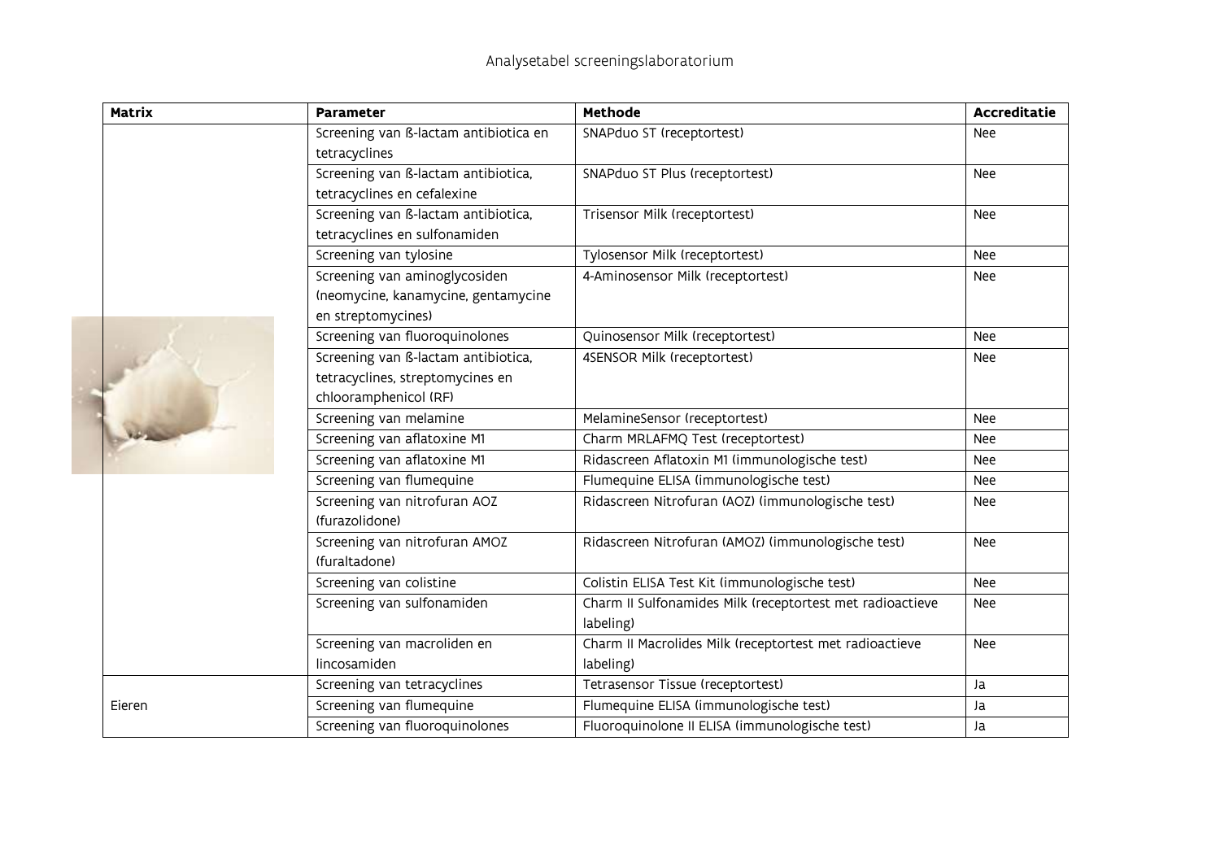Analysetabel screeningslaboratorium

| Matrix | Parameter | Methode | Accreditatie |
|---|---|---|---|
| | Screening van ß-lactam antibiotica en tetracyclines | SNAPduo ST (receptortest) | Nee |
| | Screening van ß-lactam antibiotica, tetracyclines en cefalexine | SNAPduo ST Plus (receptortest) | Nee |
| | Screening van ß-lactam antibiotica, tetracyclines en sulfonamiden | Trisensor Milk (receptortest) | Nee |
| | Screening van tylosine | Tylosensor Milk (receptortest) | Nee |
| | Screening van aminoglycosiden (neomycine, kanamycine, gentamycine en streptomycines) | 4-Aminosensor Milk (receptortest) | Nee |
| | Screening van fluoroquinolones | Quinosensor Milk (receptortest) | Nee |
| | Screening van ß-lactam antibiotica, tetracyclines, streptomycines en chlooramphenicol (RF) | 4SENSOR Milk (receptortest) | Nee |
| | Screening van melamine | MelamineSensor (receptortest) | Nee |
| | Screening van aflatoxine M1 | Charm MRLAFMQ Test (receptortest) | Nee |
| | Screening van aflatoxine M1 | Ridascreen Aflatoxin M1 (immunologische test) | Nee |
| | Screening van flumequine | Flumequine ELISA (immunologische test) | Nee |
| | Screening van nitrofuran AOZ (furazolidone) | Ridascreen Nitrofuran (AOZ) (immunologische test) | Nee |
| | Screening van nitrofuran AMOZ (furaltadone) | Ridascreen Nitrofuran (AMOZ) (immunologische test) | Nee |
| | Screening van colistine | Colistin ELISA Test Kit (immunologische test) | Nee |
| | Screening van sulfonamiden | Charm II Sulfonamides Milk (receptortest met radioactieve labeling) | Nee |
| | Screening van macroliden en lincosamiden | Charm II Macrolides Milk (receptortest met radioactieve labeling) | Nee |
| Eieren | Screening van tetracyclines | Tetrasensor Tissue (receptortest) | Ja |
| | Screening van flumequine | Flumequine ELISA (immunologische test) | Ja |
| | Screening van fluoroquinolones | Fluoroquinolone II ELISA (immunologische test) | Ja |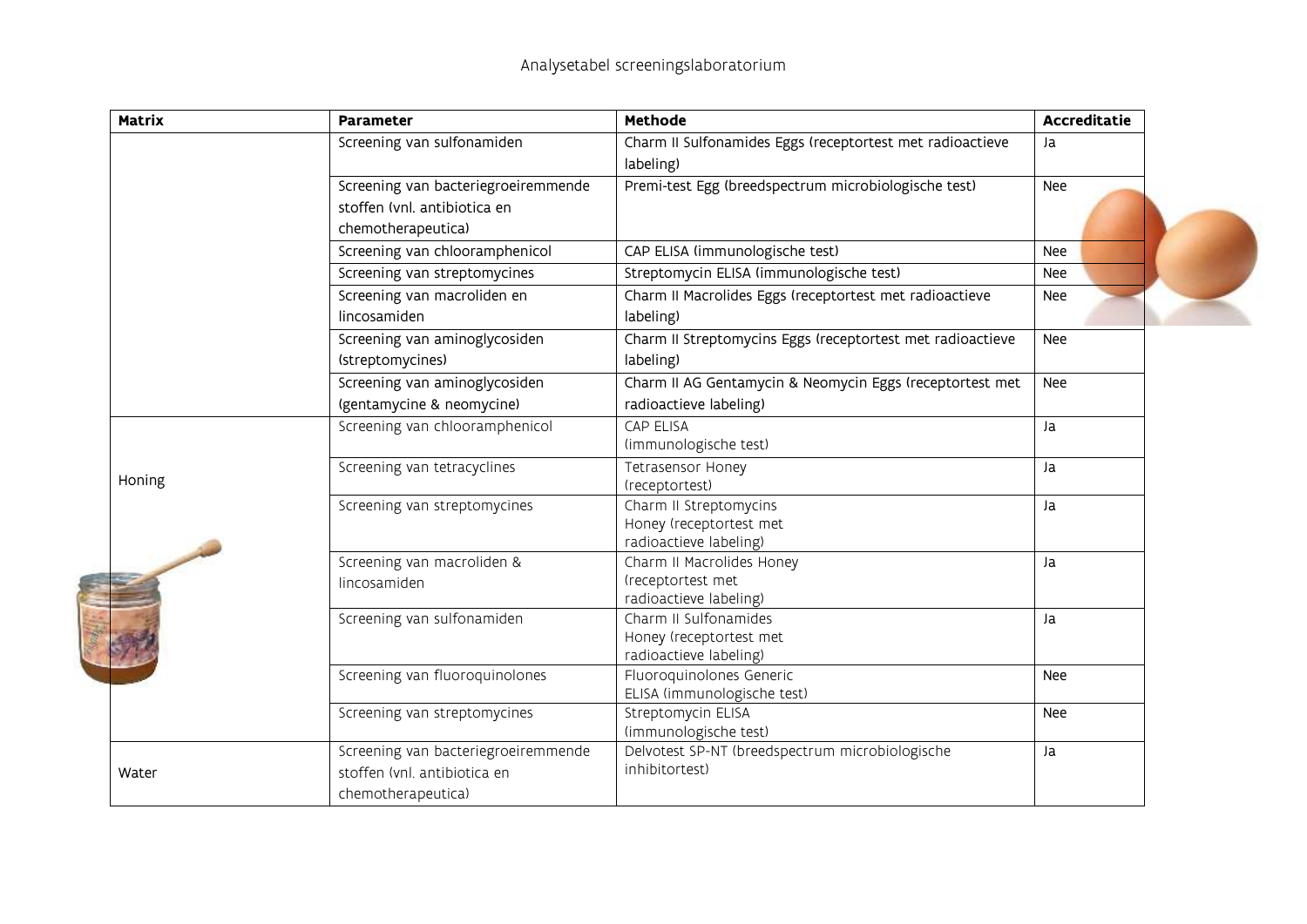Analysetabel screeningslaboratorium

| Matrix | Parameter | Methode | Accreditatie |
|---|---|---|---|
| | Screening van sulfonamiden | Charm II Sulfonamides Eggs (receptortest met radioactieve labeling) | Ja |
| | Screening van bacteriegroeiremmende stoffen (vnl. antibiotica en chemotherapeutica) | Premi-test Egg (breedspectrum microbiologische test) | Nee |
| | Screening van chlooramphenicol | CAP ELISA (immunologische test) | Nee |
| | Screening van streptomycines | Streptomycin ELISA (immunologische test) | Nee |
| | Screening van macroliden en lincosamiden | Charm II Macrolides Eggs (receptortest met radioactieve labeling) | Nee |
| | Screening van aminoglycosiden (streptomycines) | Charm II Streptomycins Eggs (receptortest met radioactieve labeling) | Nee |
| | Screening van aminoglycosiden (gentamycine & neomycine) | Charm II AG Gentamycin & Neomycin Eggs (receptortest met radioactieve labeling) | Nee |
| Honing | Screening van chlooramphenicol | CAP ELISA (immunologische test) | Ja |
| | Screening van tetracyclines | Tetrasensor Honey (receptortest) | Ja |
| | Screening van streptomycines | Charm II Streptomycins Honey (receptortest met radioactieve labeling) | Ja |
| | Screening van macroliden & lincosamiden | Charm II Macrolides Honey (receptortest met radioactieve labeling) | Ja |
| | Screening van sulfonamiden | Charm II Sulfonamides Honey (receptortest met radioactieve labeling) | Ja |
| | Screening van fluoroquinolones | Fluoroquinolones Generic ELISA (immunologische test) | Nee |
| | Screening van streptomycines | Streptomycin ELISA (immunologische test) | Nee |
| Water | Screening van bacteriegroeiremmende stoffen (vnl. antibiotica en chemotherapeutica) | Delvotest SP-NT (breedspectrum microbiologische inhibitortest) | Ja |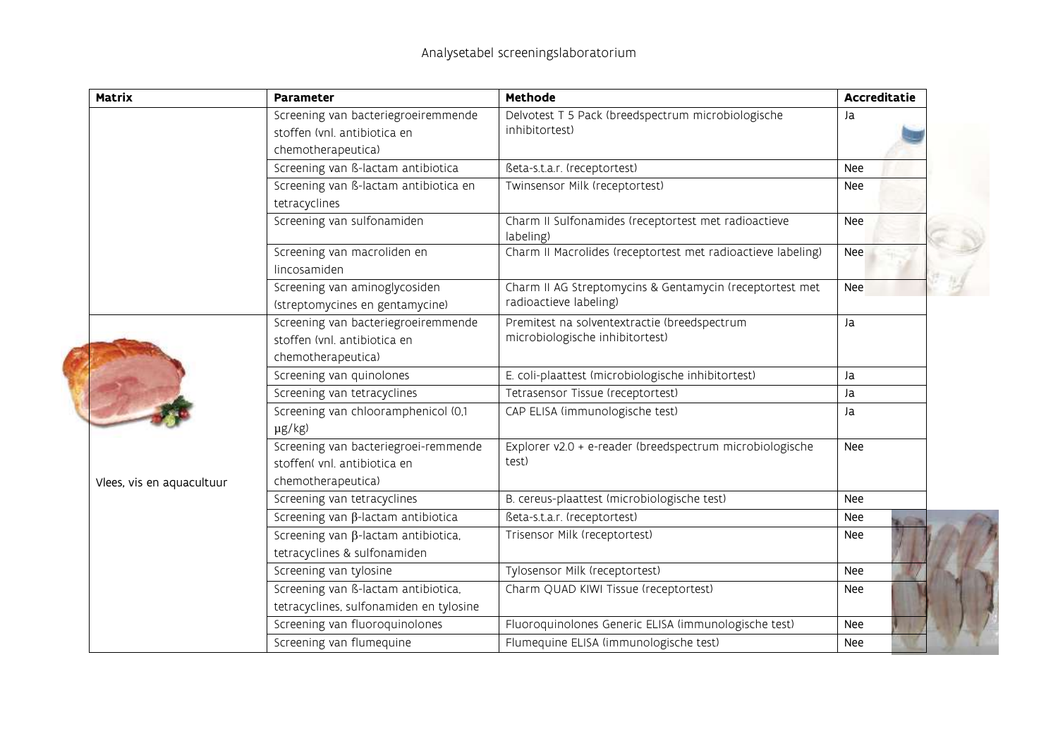# Analysetabel screeningslaboratorium

| Matrix | Parameter | Methode | Accreditatie |
|---|---|---|---|
| | Screening van bacteriegroeiremmende stoffen (vnl. antibiotica en chemotherapeutica) | Delvotest T 5 Pack (breedspectrum microbiologische inhibitortest) | Ja |
| | Screening van ß-lactam antibiotica | ßeta-s.t.a.r. (receptortest) | Nee |
| | Screening van ß-lactam antibiotica en tetracyclines | Twinsensor Milk (receptortest) | Nee |
| | Screening van sulfonamiden | Charm II Sulfonamides (receptortest met radioactieve labeling) | Nee |
| | Screening van macroliden en lincosamiden | Charm II Macrolides (receptortest met radioactieve labeling) | Nee |
| | Screening van aminoglycosiden (streptomycines en gentamycine) | Charm II AG Streptomycins & Gentamycin (receptortest met radioactieve labeling) | Nee |
| Vlees, vis en aquacultuur | Screening van bacteriegroeiremmende stoffen (vnl. antibiotica en chemotherapeutica) | Premitest na solventextractie (breedspectrum microbiologische inhibitortest) | Ja |
| | Screening van quinolones | E. coli-plaattest (microbiologische inhibitortest) | Ja |
| | Screening van tetracyclines | Tetrasensor Tissue (receptortest) | Ja |
| | Screening van chlooramphenicol (0,1 µg/kg) | CAP ELISA (immunologische test) | Ja |
| | Screening van bacteriegroei-remmende stoffen( vnl. antibiotica en chemotherapeutica) | Explorer v2.0 + e-reader (breedspectrum microbiologische test) | Nee |
| | Screening van tetracyclines | B. cereus-plaattest (microbiologische test) | Nee |
| | Screening van β-lactam antibiotica | ßeta-s.t.a.r. (receptortest) | Nee |
| | Screening van β-lactam antibiotica, tetracyclines & sulfonamiden | Trisensor Milk (receptortest) | Nee |
| | Screening van tylosine | Tylosensor Milk (receptortest) | Nee |
| | Screening van ß-lactam antibiotica, tetracyclines, sulfonamiden en tylosine | Charm QUAD KIWI Tissue (receptortest) | Nee |
| | Screening van fluoroquinolones | Fluoroquinolones Generic ELISA (immunologische test) | Nee |
| | Screening van flumequine | Flumequine ELISA (immunologische test) | Nee |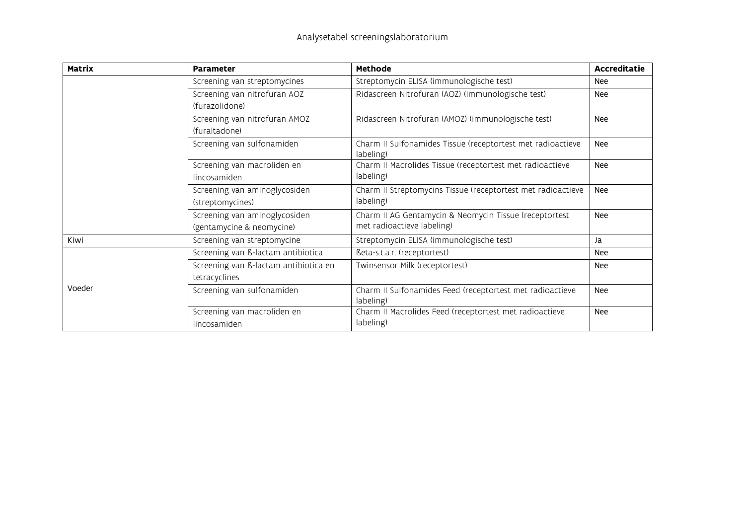Analysetabel screeningslaboratorium

| Matrix | Parameter | Methode | Accreditatie |
|---|---|---|---|
| | Screening van streptomycines | Streptomycin ELISA (immunologische test) | Nee |
| | Screening van nitrofuran AOZ (furazolidone) | Ridascreen Nitrofuran (AOZ) (immunologische test) | Nee |
| | Screening van nitrofuran AMOZ (furaltadone) | Ridascreen Nitrofuran (AMOZ) (immunologische test) | Nee |
| | Screening van sulfonamiden | Charm II Sulfonamides Tissue (receptortest met radioactieve labeling) | Nee |
| | Screening van macroliden en lincosamiden | Charm II Macrolides Tissue (receptortest met radioactieve labeling) | Nee |
| | Screening van aminoglycosiden (streptomycines) | Charm II Streptomycins Tissue (receptortest met radioactieve labeling) | Nee |
| | Screening van aminoglycosiden (gentamycine & neomycine) | Charm II AG Gentamycin & Neomycin Tissue (receptortest met radioactieve labeling) | Nee |
| Kiwi | Screening van streptomycine | Streptomycin ELISA (immunologische test) | Ja |
| Voeder | Screening van ß-lactam antibiotica | ßeta-s.t.a.r. (receptortest) | Nee |
| | Screening van ß-lactam antibiotica en tetracyclines | Twinsensor Milk (receptortest) | Nee |
| | Screening van sulfonamiden | Charm II Sulfonamides Feed (receptortest met radioactieve labeling) | Nee |
| | Screening van macroliden en lincosamiden | Charm II Macrolides Feed (receptortest met radioactieve labeling) | Nee |